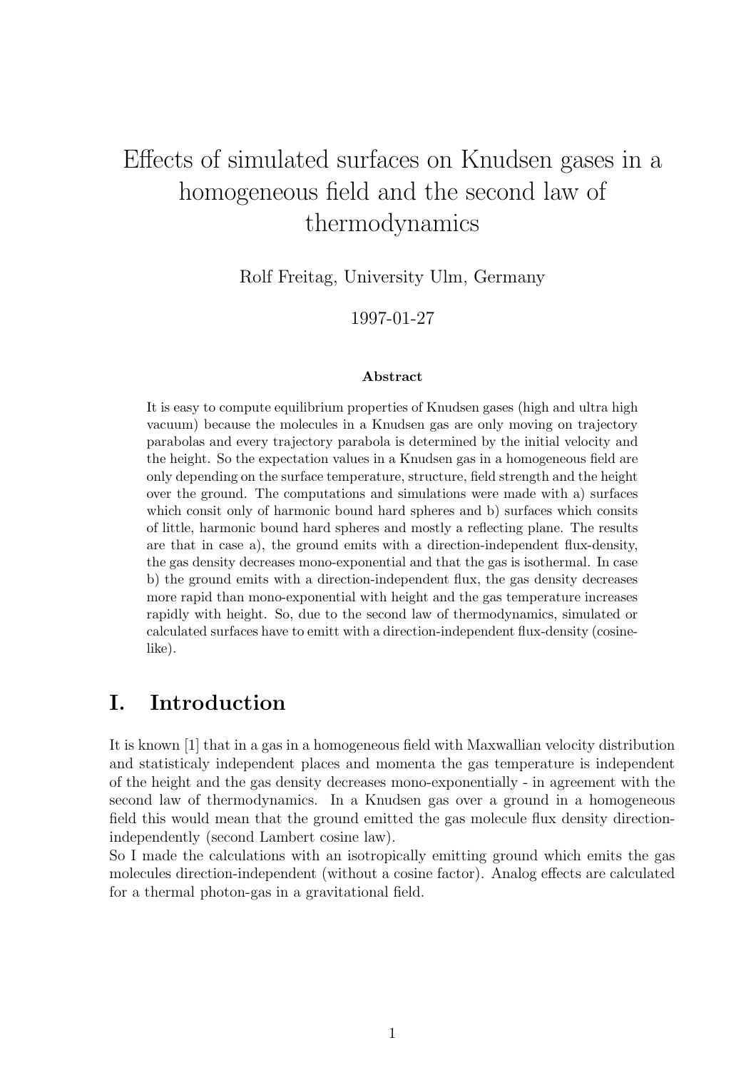# Effects of simulated surfaces on Knudsen gases in a homogeneous field and the second law of thermodynamics

Rolf Freitag, University Ulm, Germany

1997-01-27

### Abstract

It is easy to compute equilibrium properties of Knudsen gases (high and ultra high vacuum) because the molecules in a Knudsen gas are only moving on trajectory parabolas and every trajectory parabola is determined by the initial velocity and the height. So the expectation values in a Knudsen gas in a homogeneous field are only depending on the surface temperature, structure, field strength and the height over the ground. The computations and simulations were made with a) surfaces which consit only of harmonic bound hard spheres and b) surfaces which consits of little, harmonic bound hard spheres and mostly a reflecting plane. The results are that in case a), the ground emits with a direction-independent flux-density, the gas density decreases mono-exponential and that the gas is isothermal. In case b) the ground emits with a direction-independent flux, the gas density decreases more rapid than mono-exponential with height and the gas temperature increases rapidly with height. So, due to the second law of thermodynamics, simulated or calculated surfaces have to emitt with a direction-independent flux-density (cosine-like).

## I. Introduction

It is known [1] that in a gas in a homogeneous field with Maxwallian velocity distribution and statisticaly independent places and momenta the gas temperature is independent of the height and the gas density decreases mono-exponentially - in agreement with the second law of thermodynamics. In a Knudsen gas over a ground in a homogeneous field this would mean that the ground emitted the gas molecule flux density direction-independently (second Lambert cosine law).
So I made the calculations with an isotropically emitting ground which emits the gas molecules direction-independent (without a cosine factor). Analog effects are calculated for a thermal photon-gas in a gravitational field.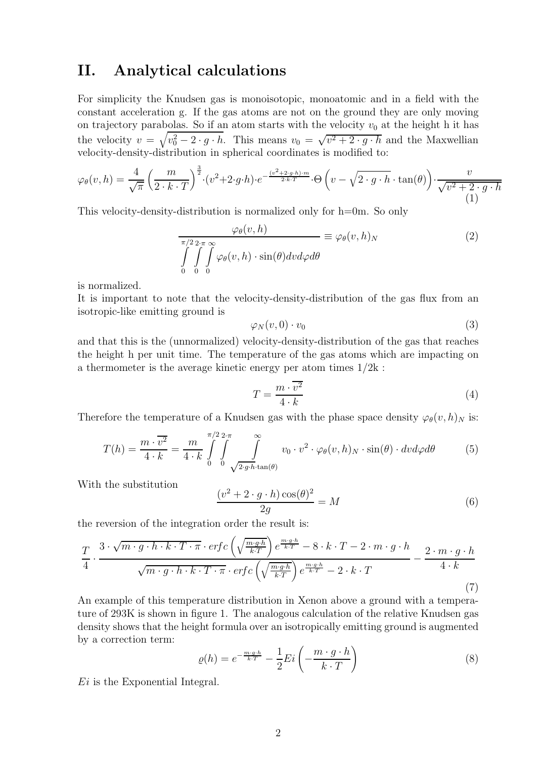## II. Analytical calculations

For simplicity the Knudsen gas is monoisotopic, monoatomic and in a field with the constant acceleration g. If the gas atoms are not on the ground they are only moving on trajectory parabolas. So if an atom starts with the velocity $v_0$ at the height h it has the velocity $v = \sqrt{v_0^2 - 2 \cdot g \cdot h}$. This means $v_0 = \sqrt{v^2 + 2 \cdot g \cdot h}$ and the Maxwellian velocity-density-distribution in spherical coordinates is modified to:

$$\varphi_\theta(v,h) = \frac{4}{\sqrt{\pi}} \left(\frac{m}{2 \cdot k \cdot T}\right)^{\frac{3}{2}} \cdot (v^2 + 2 \cdot g \cdot h) \cdot e^{-\frac{(v^2+2 \cdot g \cdot h) \cdot m}{2 \cdot k \cdot T}} \cdot \Theta\left(v - \sqrt{2 \cdot g \cdot h} \cdot \tan(\theta)\right) \cdot \frac{v}{\sqrt{v^2 + 2 \cdot g \cdot h}} \tag{1}$$

This velocity-density-distribution is normalized only for h=0m. So only

$$\frac{\varphi_\theta(v,h)}{\int\limits_0^{\pi/2} \int\limits_0^{2 \cdot \pi} \int\limits_0^{\infty} \varphi_\theta(v,h) \cdot \sin(\theta) dv d\varphi d\theta} \equiv \varphi_\theta(v,h)_N \tag{2}$$

is normalized.

It is important to note that the velocity-density-distribution of the gas flux from an isotropic-like emitting ground is

$$\varphi_N(v,0) \cdot v_0 \tag{3}$$

and that this is the (unnormalized) velocity-density-distribution of the gas that reaches the height h per unit time. The temperature of the gas atoms which are impacting on a thermometer is the average kinetic energy per atom times 1/2k :

$$T = \frac{m \cdot \overline{v^2}}{4 \cdot k} \tag{4}$$

Therefore the temperature of a Knudsen gas with the phase space density $\varphi_\theta(v,h)_N$ is:

$$T(h) = \frac{m \cdot \overline{v^2}}{4 \cdot k} = \frac{m}{4 \cdot k} \int\limits_0^{\pi/2} \int\limits_0^{2 \cdot \pi} \int\limits_{\sqrt{2 \cdot g \cdot h} \cdot \tan(\theta)}^{\infty} v_0 \cdot v^2 \cdot \varphi_\theta(v,h)_N \cdot \sin(\theta) \cdot dv d\varphi d\theta \tag{5}$$

With the substitution

$$\frac{(v^2 + 2 \cdot g \cdot h) \cos(\theta)^2}{2g} = M \tag{6}$$

the reversion of the integration order the result is:

$$\frac{T}{4} \cdot \frac{3 \cdot \sqrt{m \cdot g \cdot h \cdot k \cdot T \cdot \pi} \cdot erfc\left(\sqrt{\frac{m \cdot g \cdot h}{k \cdot T}}\right) e^{\frac{m \cdot g \cdot h}{k \cdot T}} - 8 \cdot k \cdot T - 2 \cdot m \cdot g \cdot h}{\sqrt{m \cdot g \cdot h \cdot k \cdot T \cdot \pi} \cdot erfc\left(\sqrt{\frac{m \cdot g \cdot h}{k \cdot T}}\right) e^{\frac{m \cdot g \cdot h}{k \cdot T}} - 2 \cdot k \cdot T} - \frac{2 \cdot m \cdot g \cdot h}{4 \cdot k} \tag{7}$$

An example of this temperature distribution in Xenon above a ground with a temperature of 293K is shown in figure 1. The analogous calculation of the relative Knudsen gas density shows that the height formula over an isotropically emitting ground is augmented by a correction term:

$$\varrho(h) = e^{-\frac{m \cdot g \cdot h}{k \cdot T}} - \frac{1}{2} Ei\left(-\frac{m \cdot g \cdot h}{k \cdot T}\right) \tag{8}$$

*Ei* is the Exponential Integral.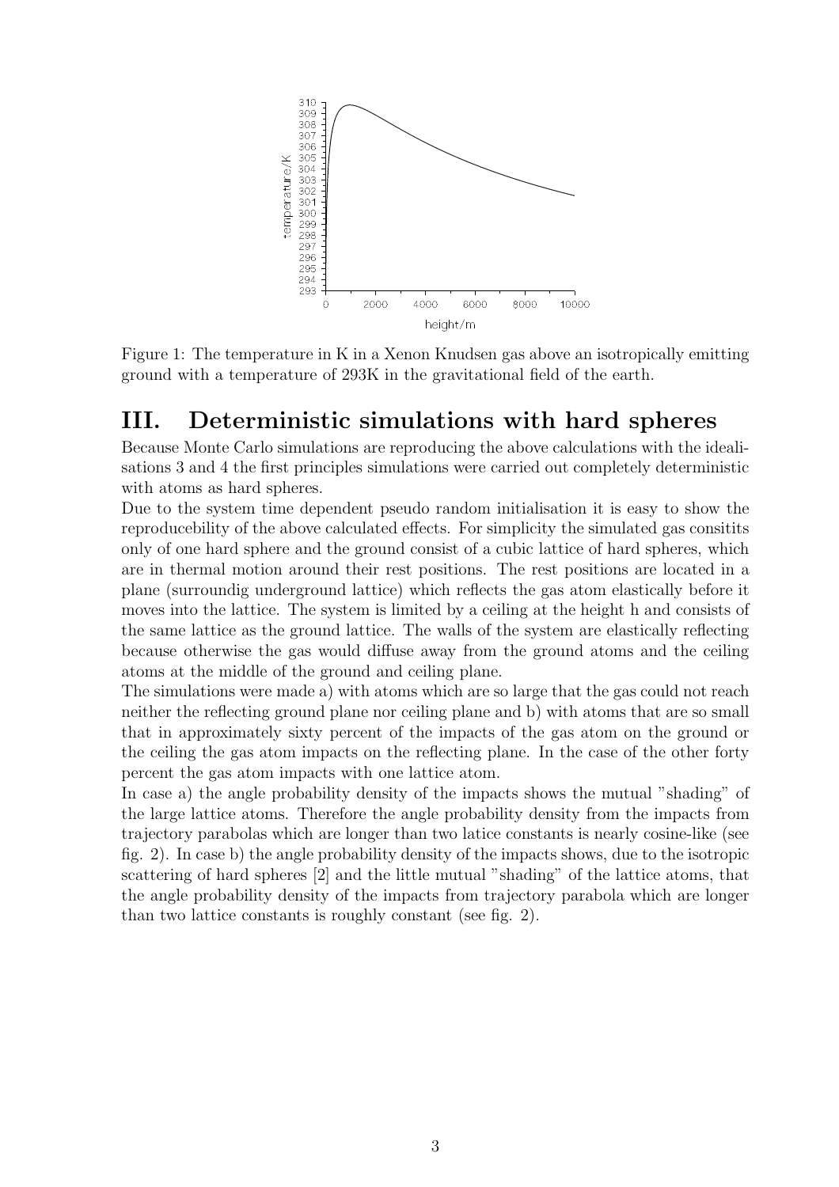Figure 1: The temperature in K in a Xenon Knudsen gas above an isotropically emitting ground with a temperature of 293K in the gravitational field of the earth.

# III. Deterministic simulations with hard spheres

Because Monte Carlo simulations are reproducing the above calculations with the idealisations 3 and 4 the first principles simulations were carried out completely deterministic with atoms as hard spheres.

Due to the system time dependent pseudo random initialisation it is easy to show the reproducebility of the above calculated effects. For simplicity the simulated gas consitits only of one hard sphere and the ground consist of a cubic lattice of hard spheres, which are in thermal motion around their rest positions. The rest positions are located in a plane (surroundig underground lattice) which reflects the gas atom elastically before it moves into the lattice. The system is limited by a ceiling at the height h and consists of the same lattice as the ground lattice. The walls of the system are elastically reflecting because otherwise the gas would diffuse away from the ground atoms and the ceiling atoms at the middle of the ground and ceiling plane.

The simulations were made a) with atoms which are so large that the gas could not reach neither the reflecting ground plane nor ceiling plane and b) with atoms that are so small that in approximately sixty percent of the impacts of the gas atom on the ground or the ceiling the gas atom impacts on the reflecting plane. In the case of the other forty percent the gas atom impacts with one lattice atom.

In case a) the angle probability density of the impacts shows the mutual "shading" of the large lattice atoms. Therefore the angle probability density from the impacts from trajectory parabolas which are longer than two latice constants is nearly cosine-like (see fig. 2). In case b) the angle probability density of the impacts shows, due to the isotropic scattering of hard spheres [2] and the little mutual "shading" of the lattice atoms, that the angle probability density of the impacts from trajectory parabola which are longer than two lattice constants is roughly constant (see fig. 2).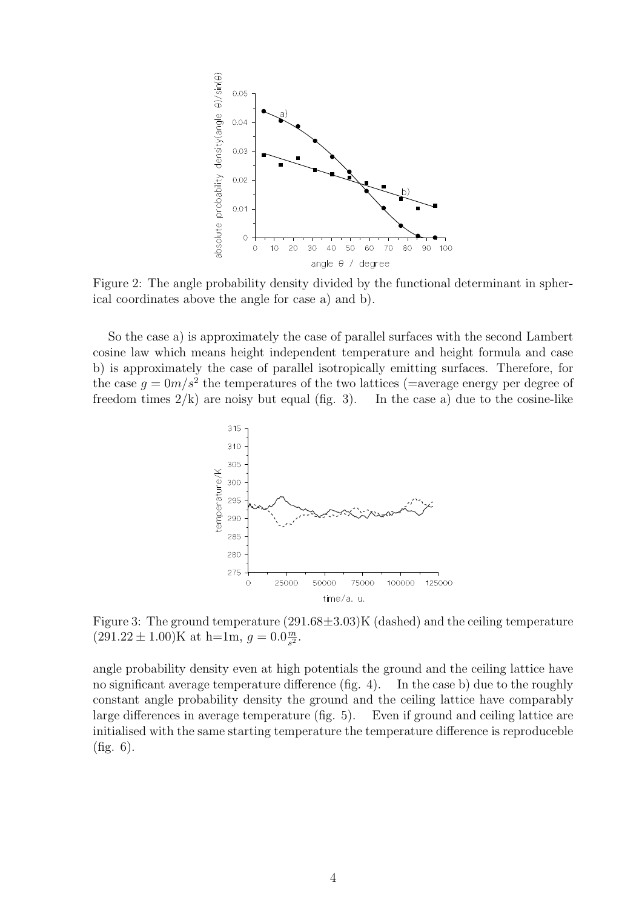Figure 2: The angle probability density divided by the functional determinant in spherical coordinates above the angle for case a) and b).

So the case a) is approximately the case of parallel surfaces with the second Lambert cosine law which means height independent temperature and height formula and case b) is approximately the case of parallel isotropically emitting surfaces. Therefore, for the case $g = 0m/s^2$ the temperatures of the two lattices (=average energy per degree of freedom times 2/k) are noisy but equal (fig. 3). In the case a) due to the cosine-like angle probability density even at high potentials the ground and the ceiling lattice have no significant average temperature difference (fig. 4). In the case b) due to the roughly constant angle probability density the ground and the ceiling lattice have comparably large differences in average temperature (fig. 5). Even if ground and ceiling lattice are initialised with the same starting temperature the temperature difference is reproduceble (fig. 6).

Figure 3: The ground temperature $(291.68\pm3.03)$K (dashed) and the ceiling temperature $(291.22 \pm 1.00)$K at h=1m, $g = 0.0\frac{m}{s^2}$.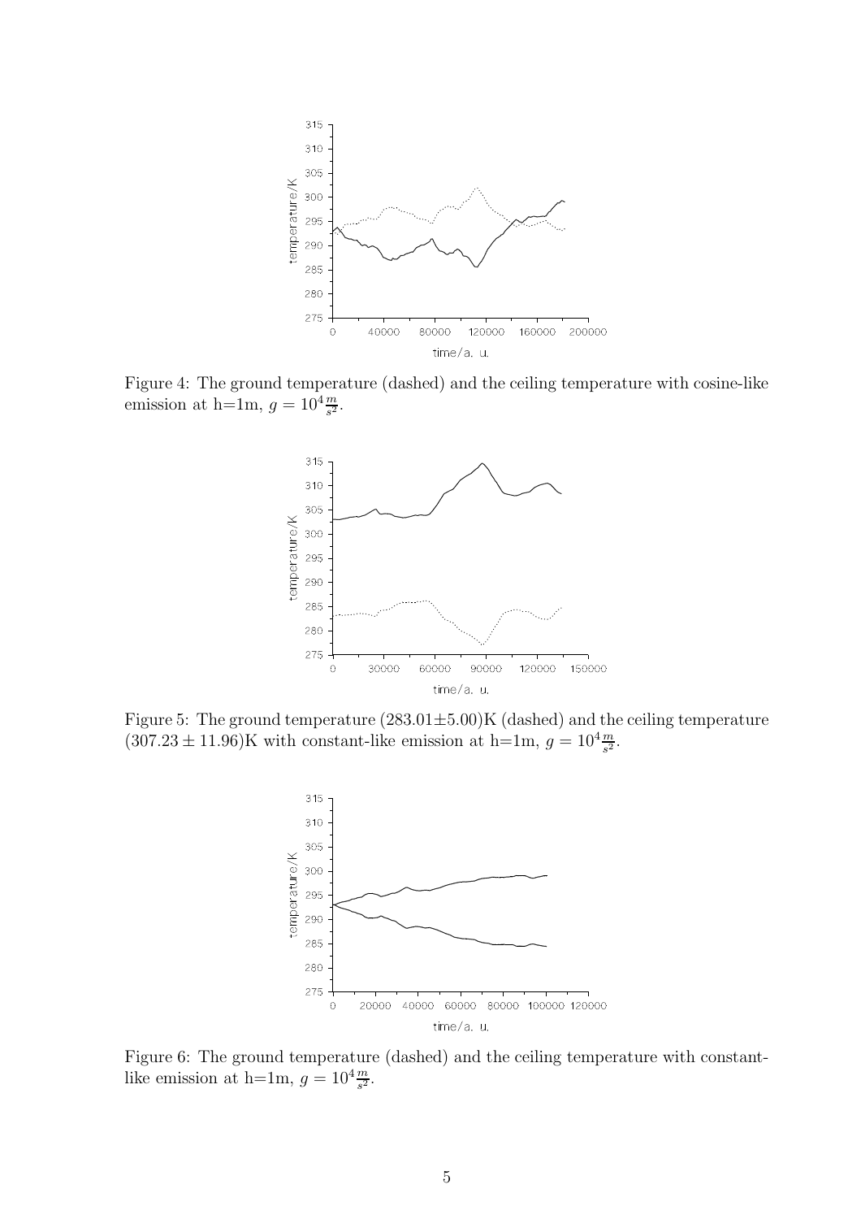Figure 4: The ground temperature (dashed) and the ceiling temperature with cosine-like emission at h=1m, $g = 10^4 \frac{m}{s^2}$.

Figure 5: The ground temperature (283.01±5.00)K (dashed) and the ceiling temperature $(307.23 \pm 11.96)$K with constant-like emission at h=1m, $g = 10^4 \frac{m}{s^2}$.

Figure 6: The ground temperature (dashed) and the ceiling temperature with constant-like emission at h=1m, $g = 10^4 \frac{m}{s^2}$.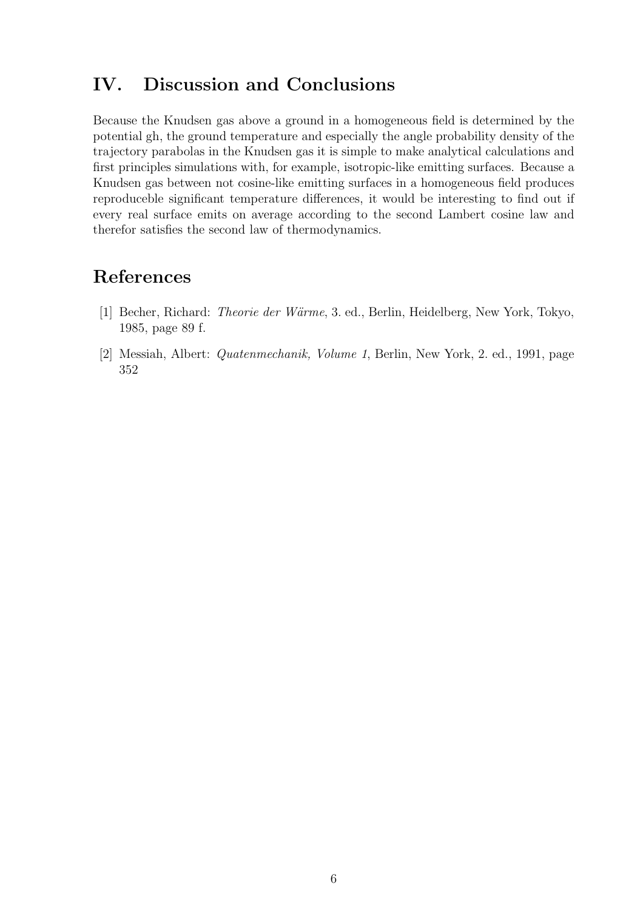## IV. Discussion and Conclusions

Because the Knudsen gas above a ground in a homogeneous field is determined by the potential gh, the ground temperature and especially the angle probability density of the trajectory parabolas in the Knudsen gas it is simple to make analytical calculations and first principles simulations with, for example, isotropic-like emitting surfaces. Because a Knudsen gas between not cosine-like emitting surfaces in a homogeneous field produces reproduceble significant temperature differences, it would be interesting to find out if every real surface emits on average according to the second Lambert cosine law and therefor satisfies the second law of thermodynamics.

## References

[1] Becher, Richard: *Theorie der Wärme*, 3. ed., Berlin, Heidelberg, New York, Tokyo, 1985, page 89 f.

[2] Messiah, Albert: *Quatenmechanik, Volume 1*, Berlin, New York, 2. ed., 1991, page 352